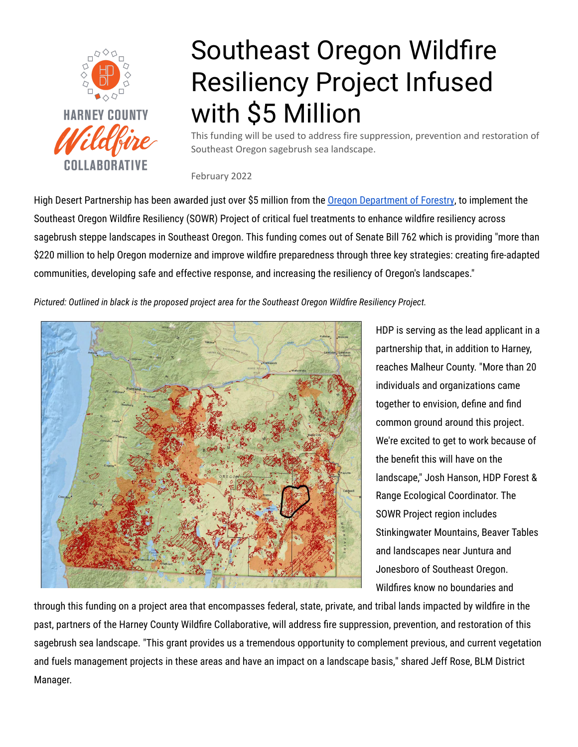# Southeast Oregon Wildfire Resiliency Project Infused with $5 Million

This funding will be used to address fire suppression, prevention and restoration of Southeast Oregon sagebrush sea landscape.

February 2022

High Desert Partnership has been awarded just over $5 million from the Oregon Department of Forestry, to implement the Southeast Oregon Wildfire Resiliency (SOWR) Project of critical fuel treatments to enhance wildfire resiliency across sagebrush steppe landscapes in Southeast Oregon. This funding comes out of Senate Bill 762 which is providing "more than $220 million to help Oregon modernize and improve wildfire preparedness through three key strategies: creating fire-adapted communities, developing safe and effective response, and increasing the resiliency of Oregon's landscapes."

*Pictured: Outlined in black is the proposed project area for the Southeast Oregon Wildfire Resiliency Project.*

HDP is serving as the lead applicant in a partnership that, in addition to Harney, reaches Malheur County. "More than 20 individuals and organizations came together to envision, define and find common ground around this project. We're excited to get to work because of the benefit this will have on the landscape," Josh Hanson, HDP Forest & Range Ecological Coordinator. The SOWR Project region includes Stinkingwater Mountains, Beaver Tables and landscapes near Juntura and Jonesboro of Southeast Oregon. Wildfires know no boundaries and through this funding on a project area that encompasses federal, state, private, and tribal lands impacted by wildfire in the past, partners of the Harney County Wildfire Collaborative, will address fire suppression, prevention, and restoration of this sagebrush sea landscape. "This grant provides us a tremendous opportunity to complement previous, and current vegetation and fuels management projects in these areas and have an impact on a landscape basis," shared Jeff Rose, BLM District Manager.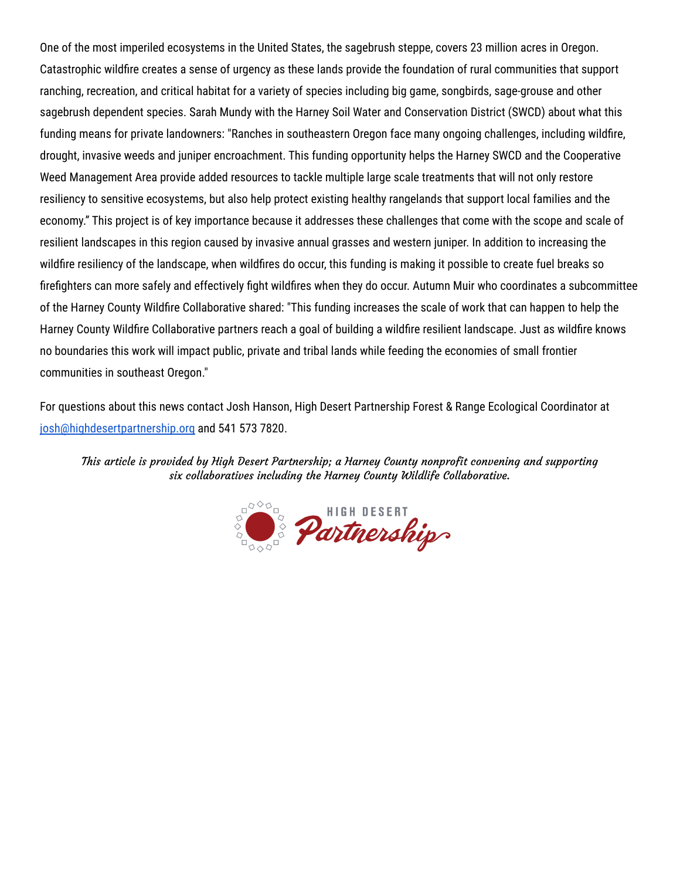One of the most imperiled ecosystems in the United States, the sagebrush steppe, covers 23 million acres in Oregon. Catastrophic wildfire creates a sense of urgency as these lands provide the foundation of rural communities that support ranching, recreation, and critical habitat for a variety of species including big game, songbirds, sage-grouse and other sagebrush dependent species. Sarah Mundy with the Harney Soil Water and Conservation District (SWCD) about what this funding means for private landowners: "Ranches in southeastern Oregon face many ongoing challenges, including wildfire, drought, invasive weeds and juniper encroachment. This funding opportunity helps the Harney SWCD and the Cooperative Weed Management Area provide added resources to tackle multiple large scale treatments that will not only restore resiliency to sensitive ecosystems, but also help protect existing healthy rangelands that support local families and the economy." This project is of key importance because it addresses these challenges that come with the scope and scale of resilient landscapes in this region caused by invasive annual grasses and western juniper. In addition to increasing the wildfire resiliency of the landscape, when wildfires do occur, this funding is making it possible to create fuel breaks so firefighters can more safely and effectively fight wildfires when they do occur. Autumn Muir who coordinates a subcommittee of the Harney County Wildfire Collaborative shared: "This funding increases the scale of work that can happen to help the Harney County Wildfire Collaborative partners reach a goal of building a wildfire resilient landscape. Just as wildfire knows no boundaries this work will impact public, private and tribal lands while feeding the economies of small frontier communities in southeast Oregon."

For questions about this news contact Josh Hanson, High Desert Partnership Forest & Range Ecological Coordinator at [josh@highdesertpartnership.org](mailto:josh@highdesertpartnership.org) and 541 573 7820.

*This article is provided by High Desert Partnership; a Harney County nonprofit convening and supporting six collaboratives including the Harney County Wildlife Collaborative.*

HIGH DESERT Partnership